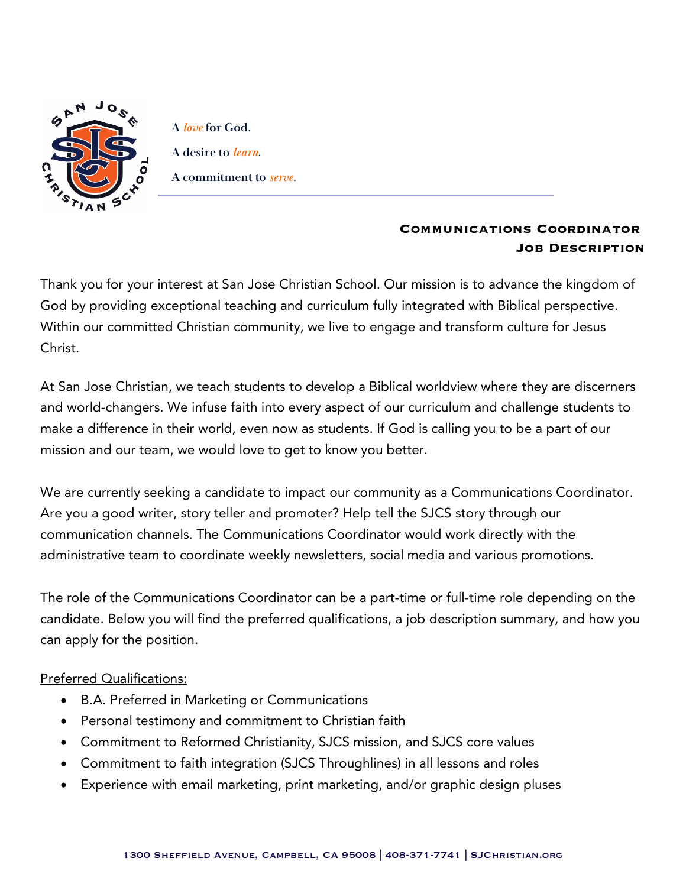A *love* for God.

A desire to *learn*.

A commitment to *serve*.

## Communications Coordinator Job Description

Thank you for your interest at San Jose Christian School. Our mission is to advance the kingdom of God by providing exceptional teaching and curriculum fully integrated with Biblical perspective. Within our committed Christian community, we live to engage and transform culture for Jesus Christ.

At San Jose Christian, we teach students to develop a Biblical worldview where they are discerners and world-changers. We infuse faith into every aspect of our curriculum and challenge students to make a difference in their world, even now as students. If God is calling you to be a part of our mission and our team, we would love to get to know you better.

We are currently seeking a candidate to impact our community as a Communications Coordinator. Are you a good writer, story teller and promoter? Help tell the SJCS story through our communication channels. The Communications Coordinator would work directly with the administrative team to coordinate weekly newsletters, social media and various promotions.

The role of the Communications Coordinator can be a part-time or full-time role depending on the candidate. Below you will find the preferred qualifications, a job description summary, and how you can apply for the position.

Preferred Qualifications:

- B.A. Preferred in Marketing or Communications
- Personal testimony and commitment to Christian faith
- Commitment to Reformed Christianity, SJCS mission, and SJCS core values
- Commitment to faith integration (SJCS Throughlines) in all lessons and roles
- Experience with email marketing, print marketing, and/or graphic design pluses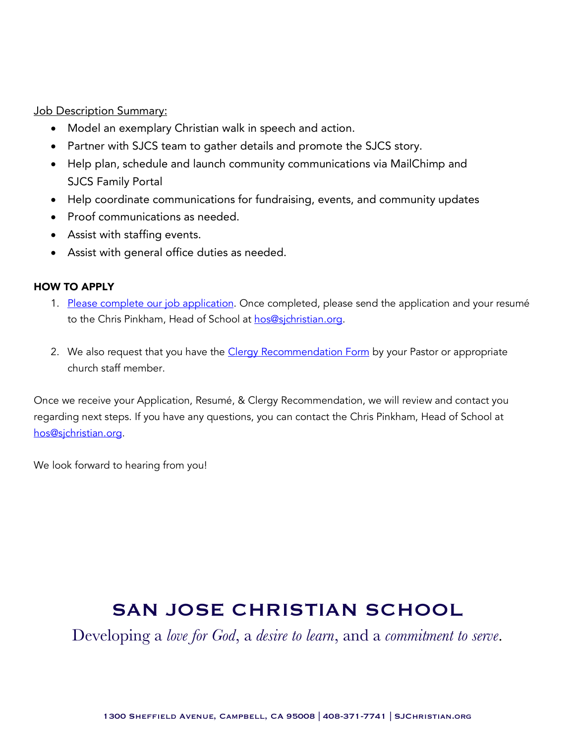Job Description Summary:

- Model an exemplary Christian walk in speech and action.
- Partner with SJCS team to gather details and promote the SJCS story.
- Help plan, schedule and launch community communications via MailChimp and SJCS Family Portal
- Help coordinate communications for fundraising, events, and community updates
- Proof communications as needed.
- Assist with staffing events.
- Assist with general office duties as needed.

**HOW TO APPLY**

1. Please complete our job application. Once completed, please send the application and your resumé to the Chris Pinkham, Head of School at hos@sjchristian.org.

2. We also request that you have the Clergy Recommendation Form by your Pastor or appropriate church staff member.

Once we receive your Application, Resumé, & Clergy Recommendation, we will review and contact you regarding next steps. If you have any questions, you can contact the Chris Pinkham, Head of School at hos@sjchristian.org.

We look forward to hearing from you!

# SAN JOSE CHRISTIAN SCHOOL

Developing a *love for God*, a *desire to learn*, and a *commitment to serve*.

1300 Sheffield Avenue, Campbell, CA 95008 | 408-371-7741 | SJChristian.org